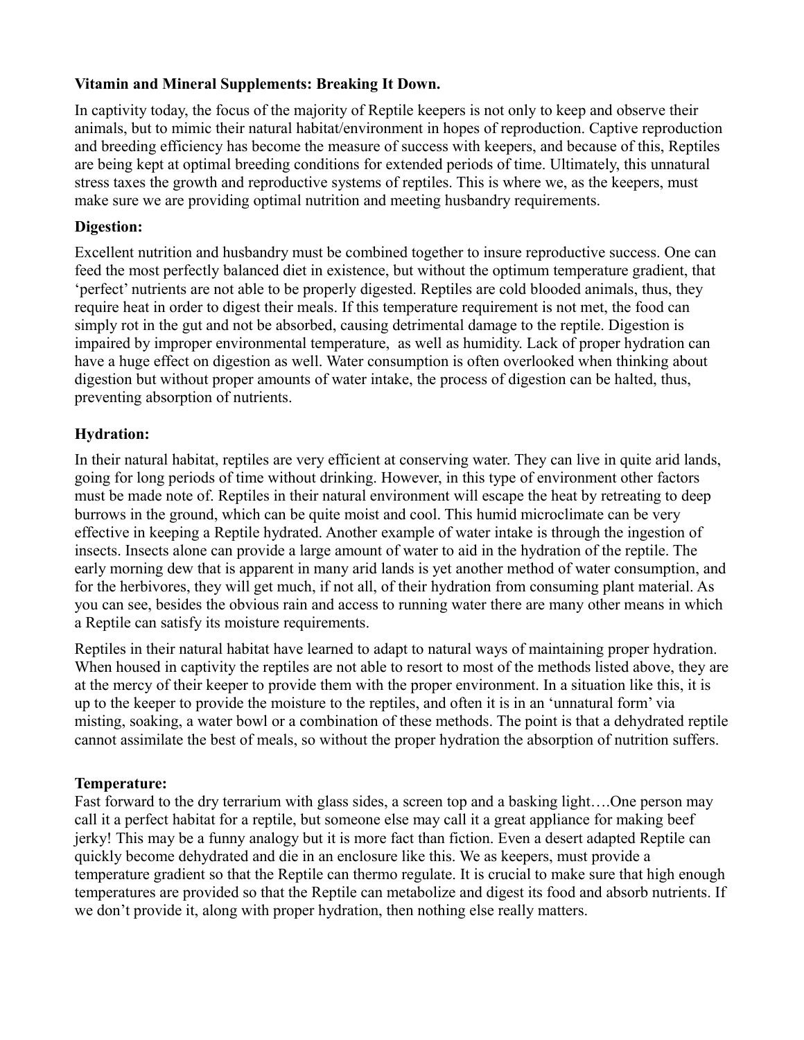**Vitamin and Mineral Supplements: Breaking It Down.**

In captivity today, the focus of the majority of Reptile keepers is not only to keep and observe their animals, but to mimic their natural habitat/environment in hopes of reproduction. Captive reproduction and breeding efficiency has become the measure of success with keepers, and because of this, Reptiles are being kept at optimal breeding conditions for extended periods of time. Ultimately, this unnatural stress taxes the growth and reproductive systems of reptiles. This is where we, as the keepers, must make sure we are providing optimal nutrition and meeting husbandry requirements.

**Digestion:**

Excellent nutrition and husbandry must be combined together to insure reproductive success. One can feed the most perfectly balanced diet in existence, but without the optimum temperature gradient, that 'perfect' nutrients are not able to be properly digested. Reptiles are cold blooded animals, thus, they require heat in order to digest their meals. If this temperature requirement is not met, the food can simply rot in the gut and not be absorbed, causing detrimental damage to the reptile. Digestion is impaired by improper environmental temperature, as well as humidity. Lack of proper hydration can have a huge effect on digestion as well. Water consumption is often overlooked when thinking about digestion but without proper amounts of water intake, the process of digestion can be halted, thus, preventing absorption of nutrients.

**Hydration:**

In their natural habitat, reptiles are very efficient at conserving water. They can live in quite arid lands, going for long periods of time without drinking. However, in this type of environment other factors must be made note of. Reptiles in their natural environment will escape the heat by retreating to deep burrows in the ground, which can be quite moist and cool. This humid microclimate can be very effective in keeping a Reptile hydrated. Another example of water intake is through the ingestion of insects. Insects alone can provide a large amount of water to aid in the hydration of the reptile. The early morning dew that is apparent in many arid lands is yet another method of water consumption, and for the herbivores, they will get much, if not all, of their hydration from consuming plant material. As you can see, besides the obvious rain and access to running water there are many other means in which a Reptile can satisfy its moisture requirements.

Reptiles in their natural habitat have learned to adapt to natural ways of maintaining proper hydration. When housed in captivity the reptiles are not able to resort to most of the methods listed above, they are at the mercy of their keeper to provide them with the proper environment. In a situation like this, it is up to the keeper to provide the moisture to the reptiles, and often it is in an 'unnatural form' via misting, soaking, a water bowl or a combination of these methods. The point is that a dehydrated reptile cannot assimilate the best of meals, so without the proper hydration the absorption of nutrition suffers.

**Temperature:**

Fast forward to the dry terrarium with glass sides, a screen top and a basking light….One person may call it a perfect habitat for a reptile, but someone else may call it a great appliance for making beef jerky! This may be a funny analogy but it is more fact than fiction. Even a desert adapted Reptile can quickly become dehydrated and die in an enclosure like this. We as keepers, must provide a temperature gradient so that the Reptile can thermo regulate. It is crucial to make sure that high enough temperatures are provided so that the Reptile can metabolize and digest its food and absorb nutrients. If we don't provide it, along with proper hydration, then nothing else really matters.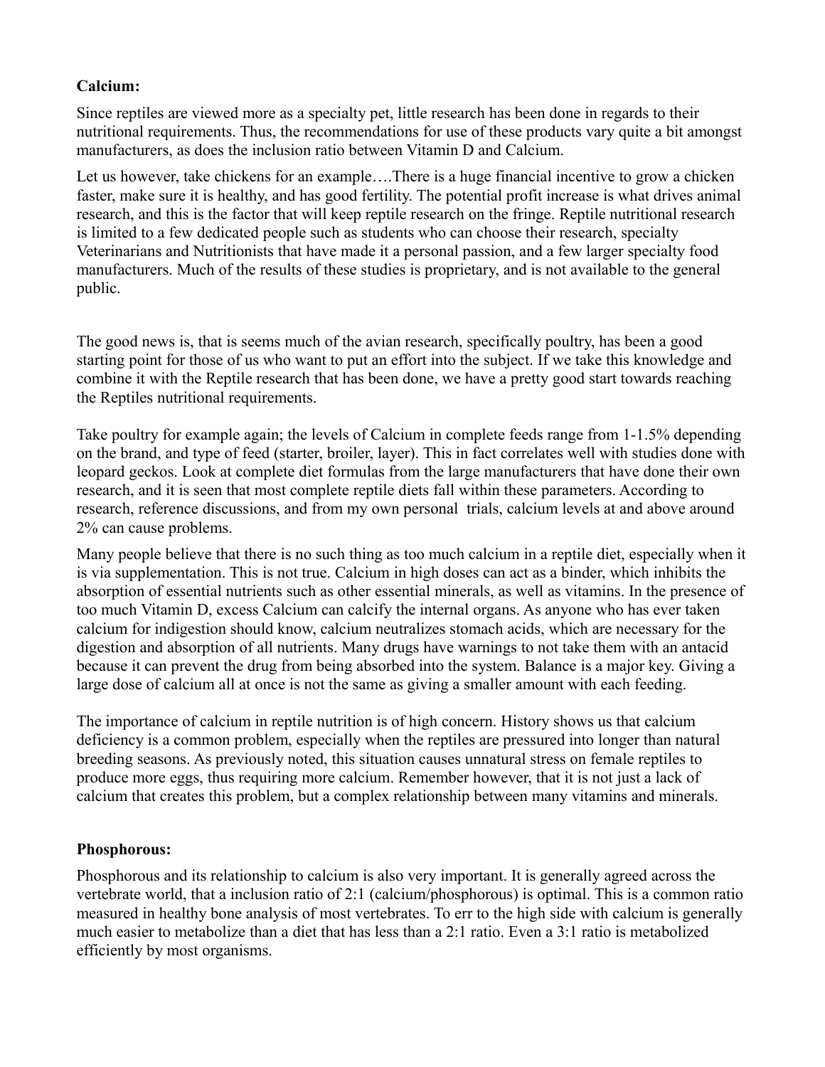**Calcium:**

Since reptiles are viewed more as a specialty pet, little research has been done in regards to their nutritional requirements. Thus, the recommendations for use of these products vary quite a bit amongst manufacturers, as does the inclusion ratio between Vitamin D and Calcium.

Let us however, take chickens for an example….There is a huge financial incentive to grow a chicken faster, make sure it is healthy, and has good fertility. The potential profit increase is what drives animal research, and this is the factor that will keep reptile research on the fringe. Reptile nutritional research is limited to a few dedicated people such as students who can choose their research, specialty Veterinarians and Nutritionists that have made it a personal passion, and a few larger specialty food manufacturers. Much of the results of these studies is proprietary, and is not available to the general public.

The good news is, that is seems much of the avian research, specifically poultry, has been a good starting point for those of us who want to put an effort into the subject. If we take this knowledge and combine it with the Reptile research that has been done, we have a pretty good start towards reaching the Reptiles nutritional requirements.

Take poultry for example again; the levels of Calcium in complete feeds range from 1-1.5% depending on the brand, and type of feed (starter, broiler, layer). This in fact correlates well with studies done with leopard geckos. Look at complete diet formulas from the large manufacturers that have done their own research, and it is seen that most complete reptile diets fall within these parameters. According to research, reference discussions, and from my own personal trials, calcium levels at and above around 2% can cause problems.

Many people believe that there is no such thing as too much calcium in a reptile diet, especially when it is via supplementation. This is not true. Calcium in high doses can act as a binder, which inhibits the absorption of essential nutrients such as other essential minerals, as well as vitamins. In the presence of too much Vitamin D, excess Calcium can calcify the internal organs. As anyone who has ever taken calcium for indigestion should know, calcium neutralizes stomach acids, which are necessary for the digestion and absorption of all nutrients. Many drugs have warnings to not take them with an antacid because it can prevent the drug from being absorbed into the system. Balance is a major key. Giving a large dose of calcium all at once is not the same as giving a smaller amount with each feeding.

The importance of calcium in reptile nutrition is of high concern. History shows us that calcium deficiency is a common problem, especially when the reptiles are pressured into longer than natural breeding seasons. As previously noted, this situation causes unnatural stress on female reptiles to produce more eggs, thus requiring more calcium. Remember however, that it is not just a lack of calcium that creates this problem, but a complex relationship between many vitamins and minerals.

**Phosphorous:**

Phosphorous and its relationship to calcium is also very important. It is generally agreed across the vertebrate world, that a inclusion ratio of 2:1 (calcium/phosphorous) is optimal. This is a common ratio measured in healthy bone analysis of most vertebrates. To err to the high side with calcium is generally much easier to metabolize than a diet that has less than a 2:1 ratio. Even a 3:1 ratio is metabolized efficiently by most organisms.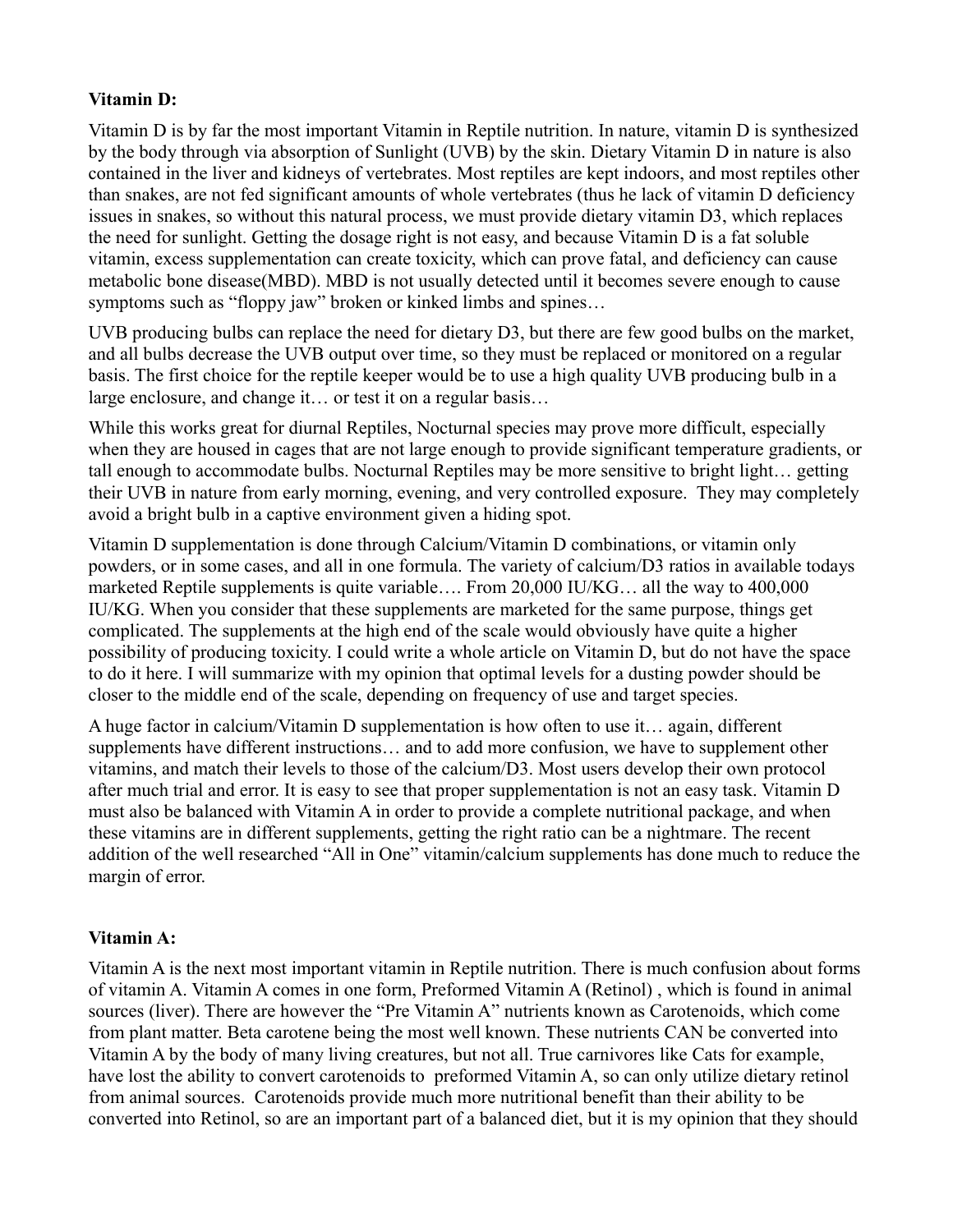**Vitamin D:**

Vitamin D is by far the most important Vitamin in Reptile nutrition. In nature, vitamin D is synthesized by the body through via absorption of Sunlight (UVB) by the skin. Dietary Vitamin D in nature is also contained in the liver and kidneys of vertebrates. Most reptiles are kept indoors, and most reptiles other than snakes, are not fed significant amounts of whole vertebrates (thus he lack of vitamin D deficiency issues in snakes, so without this natural process, we must provide dietary vitamin D3, which replaces the need for sunlight. Getting the dosage right is not easy, and because Vitamin D is a fat soluble vitamin, excess supplementation can create toxicity, which can prove fatal, and deficiency can cause metabolic bone disease(MBD). MBD is not usually detected until it becomes severe enough to cause symptoms such as "floppy jaw" broken or kinked limbs and spines…

UVB producing bulbs can replace the need for dietary D3, but there are few good bulbs on the market, and all bulbs decrease the UVB output over time, so they must be replaced or monitored on a regular basis. The first choice for the reptile keeper would be to use a high quality UVB producing bulb in a large enclosure, and change it… or test it on a regular basis…

While this works great for diurnal Reptiles, Nocturnal species may prove more difficult, especially when they are housed in cages that are not large enough to provide significant temperature gradients, or tall enough to accommodate bulbs. Nocturnal Reptiles may be more sensitive to bright light… getting their UVB in nature from early morning, evening, and very controlled exposure. They may completely avoid a bright bulb in a captive environment given a hiding spot.

Vitamin D supplementation is done through Calcium/Vitamin D combinations, or vitamin only powders, or in some cases, and all in one formula. The variety of calcium/D3 ratios in available todays marketed Reptile supplements is quite variable…. From 20,000 IU/KG… all the way to 400,000 IU/KG. When you consider that these supplements are marketed for the same purpose, things get complicated. The supplements at the high end of the scale would obviously have quite a higher possibility of producing toxicity. I could write a whole article on Vitamin D, but do not have the space to do it here. I will summarize with my opinion that optimal levels for a dusting powder should be closer to the middle end of the scale, depending on frequency of use and target species.

A huge factor in calcium/Vitamin D supplementation is how often to use it… again, different supplements have different instructions… and to add more confusion, we have to supplement other vitamins, and match their levels to those of the calcium/D3. Most users develop their own protocol after much trial and error. It is easy to see that proper supplementation is not an easy task. Vitamin D must also be balanced with Vitamin A in order to provide a complete nutritional package, and when these vitamins are in different supplements, getting the right ratio can be a nightmare. The recent addition of the well researched "All in One" vitamin/calcium supplements has done much to reduce the margin of error.

**Vitamin A:**

Vitamin A is the next most important vitamin in Reptile nutrition. There is much confusion about forms of vitamin A. Vitamin A comes in one form, Preformed Vitamin A (Retinol) , which is found in animal sources (liver). There are however the "Pre Vitamin A" nutrients known as Carotenoids, which come from plant matter. Beta carotene being the most well known. These nutrients CAN be converted into Vitamin A by the body of many living creatures, but not all. True carnivores like Cats for example, have lost the ability to convert carotenoids to preformed Vitamin A, so can only utilize dietary retinol from animal sources. Carotenoids provide much more nutritional benefit than their ability to be converted into Retinol, so are an important part of a balanced diet, but it is my opinion that they should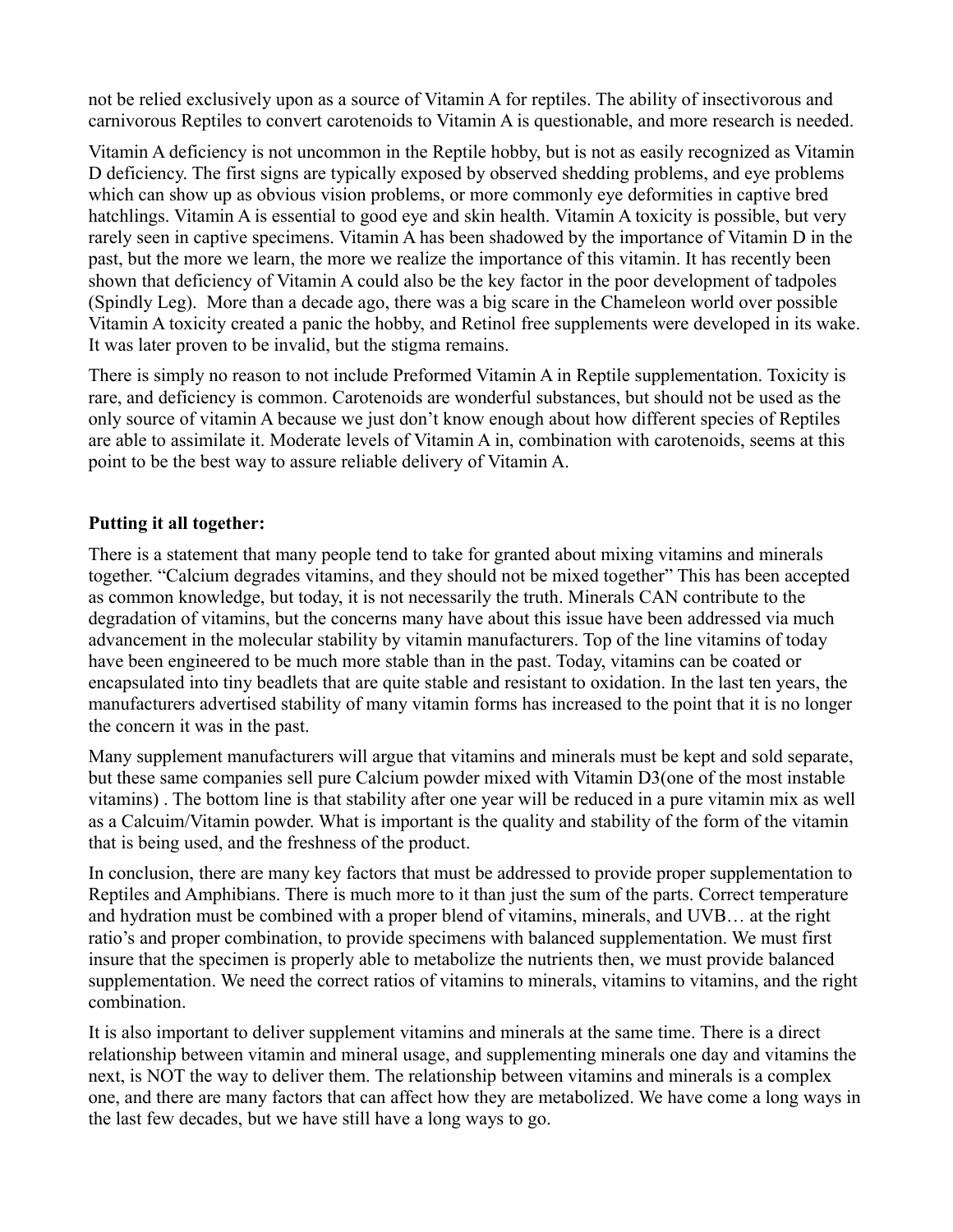not be relied exclusively upon as a source of Vitamin A for reptiles. The ability of insectivorous and carnivorous Reptiles to convert carotenoids to Vitamin A is questionable, and more research is needed.

Vitamin A deficiency is not uncommon in the Reptile hobby, but is not as easily recognized as Vitamin D deficiency. The first signs are typically exposed by observed shedding problems, and eye problems which can show up as obvious vision problems, or more commonly eye deformities in captive bred hatchlings. Vitamin A is essential to good eye and skin health. Vitamin A toxicity is possible, but very rarely seen in captive specimens. Vitamin A has been shadowed by the importance of Vitamin D in the past, but the more we learn, the more we realize the importance of this vitamin. It has recently been shown that deficiency of Vitamin A could also be the key factor in the poor development of tadpoles (Spindly Leg). More than a decade ago, there was a big scare in the Chameleon world over possible Vitamin A toxicity created a panic the hobby, and Retinol free supplements were developed in its wake. It was later proven to be invalid, but the stigma remains.

There is simply no reason to not include Preformed Vitamin A in Reptile supplementation. Toxicity is rare, and deficiency is common. Carotenoids are wonderful substances, but should not be used as the only source of vitamin A because we just don't know enough about how different species of Reptiles are able to assimilate it. Moderate levels of Vitamin A in, combination with carotenoids, seems at this point to be the best way to assure reliable delivery of Vitamin A.

**Putting it all together:**

There is a statement that many people tend to take for granted about mixing vitamins and minerals together. "Calcium degrades vitamins, and they should not be mixed together" This has been accepted as common knowledge, but today, it is not necessarily the truth. Minerals CAN contribute to the degradation of vitamins, but the concerns many have about this issue have been addressed via much advancement in the molecular stability by vitamin manufacturers. Top of the line vitamins of today have been engineered to be much more stable than in the past. Today, vitamins can be coated or encapsulated into tiny beadlets that are quite stable and resistant to oxidation. In the last ten years, the manufacturers advertised stability of many vitamin forms has increased to the point that it is no longer the concern it was in the past.

Many supplement manufacturers will argue that vitamins and minerals must be kept and sold separate, but these same companies sell pure Calcium powder mixed with Vitamin D3(one of the most instable vitamins) . The bottom line is that stability after one year will be reduced in a pure vitamin mix as well as a Calcuim/Vitamin powder. What is important is the quality and stability of the form of the vitamin that is being used, and the freshness of the product.

In conclusion, there are many key factors that must be addressed to provide proper supplementation to Reptiles and Amphibians. There is much more to it than just the sum of the parts. Correct temperature and hydration must be combined with a proper blend of vitamins, minerals, and UVB… at the right ratio's and proper combination, to provide specimens with balanced supplementation. We must first insure that the specimen is properly able to metabolize the nutrients then, we must provide balanced supplementation. We need the correct ratios of vitamins to minerals, vitamins to vitamins, and the right combination.

It is also important to deliver supplement vitamins and minerals at the same time. There is a direct relationship between vitamin and mineral usage, and supplementing minerals one day and vitamins the next, is NOT the way to deliver them. The relationship between vitamins and minerals is a complex one, and there are many factors that can affect how they are metabolized. We have come a long ways in the last few decades, but we have still have a long ways to go.